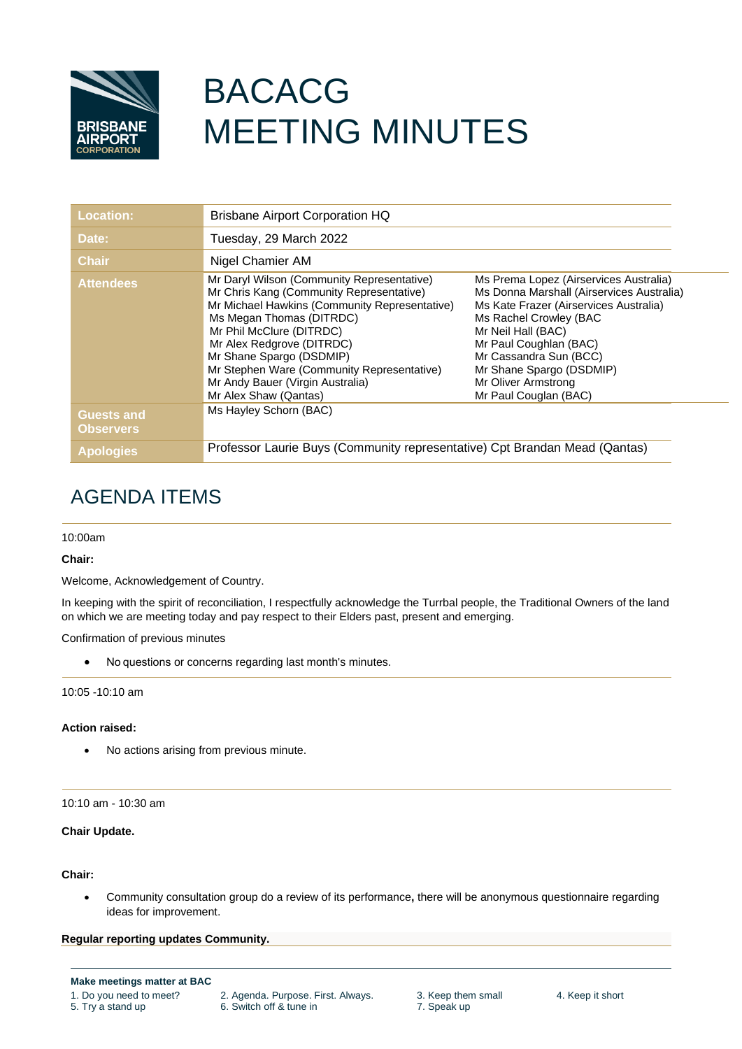# BACACG MEETING MINUTES

| | | |
|---|---|---|
| **Location:** | Brisbane Airport Corporation HQ | |
| **Date:** | Tuesday, 29 March 2022 | |
| **Chair** | Nigel Chamier AM | |
| **Attendees** | Mr Daryl Wilson (Community Representative)<br>Mr Chris Kang (Community Representative)<br>Mr Michael Hawkins (Community Representative)<br>Ms Megan Thomas (DITRDC)<br>Mr Phil McClure (DITRDC)<br>Mr Alex Redgrove (DITRDC)<br>Mr Shane Spargo (DSDMIP)<br>Mr Stephen Ware (Community Representative)<br>Mr Andy Bauer (Virgin Australia)<br>Mr Alex Shaw (Qantas) | Ms Prema Lopez (Airservices Australia)<br>Ms Donna Marshall (Airservices Australia)<br>Ms Kate Frazer (Airservices Australia)<br>Ms Rachel Crowley (BAC<br>Mr Neil Hall (BAC)<br>Mr Paul Coughlan (BAC)<br>Mr Cassandra Sun (BCC)<br>Mr Shane Spargo (DSDMIP)<br>Mr Oliver Armstrong<br>Mr Paul Couglan (BAC) |
| **Guests and Observers** | Ms Hayley Schorn (BAC) | |
| **Apologies** | Professor Laurie Buys (Community representative) Cpt Brandan Mead (Qantas) | |

## AGENDA ITEMS

10:00am

**Chair:**

Welcome, Acknowledgement of Country.

In keeping with the spirit of reconciliation, I respectfully acknowledge the Turrbal people, the Traditional Owners of the land on which we are meeting today and pay respect to their Elders past, present and emerging.

Confirmation of previous minutes

- No questions or concerns regarding last month's minutes.

10:05 -10:10 am

**Action raised:**

- No actions arising from previous minute.

10:10 am - 10:30 am

**Chair Update.**

**Chair:**

- Community consultation group do a review of its performance**,** there will be anonymous questionnaire regarding ideas for improvement.

**Regular reporting updates Community.**

**Make meetings matter at BAC**

1. Do you need to meet?
2. Agenda. Purpose. First. Always.
3. Keep them small
4. Keep it short
5. Try a stand up
6. Switch off & tune in
7. Speak up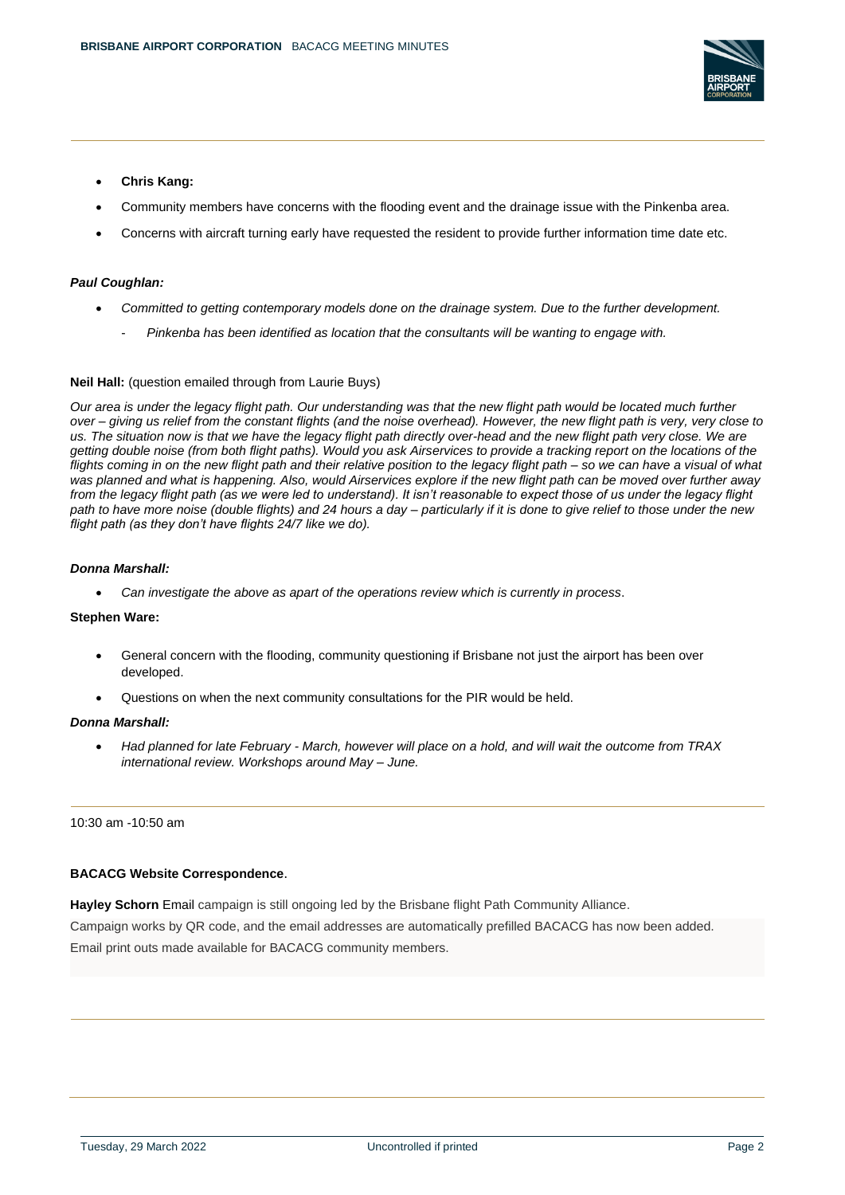- **Chris Kang:**
- Community members have concerns with the flooding event and the drainage issue with the Pinkenba area.
- Concerns with aircraft turning early have requested the resident to provide further information time date etc.

***Paul Coughlan:***

- *Committed to getting contemporary models done on the drainage system. Due to the further development.*
  - *Pinkenba has been identified as location that the consultants will be wanting to engage with.*

**Neil Hall:** (question emailed through from Laurie Buys)

*Our area is under the legacy flight path. Our understanding was that the new flight path would be located much further over – giving us relief from the constant flights (and the noise overhead). However, the new flight path is very, very close to us. The situation now is that we have the legacy flight path directly over-head and the new flight path very close. We are getting double noise (from both flight paths). Would you ask Airservices to provide a tracking report on the locations of the flights coming in on the new flight path and their relative position to the legacy flight path – so we can have a visual of what was planned and what is happening. Also, would Airservices explore if the new flight path can be moved over further away from the legacy flight path (as we were led to understand). It isn't reasonable to expect those of us under the legacy flight path to have more noise (double flights) and 24 hours a day – particularly if it is done to give relief to those under the new flight path (as they don't have flights 24/7 like we do).*

***Donna Marshall:***

- *Can investigate the above as apart of the operations review which is currently in process*.

**Stephen Ware:**

- General concern with the flooding, community questioning if Brisbane not just the airport has been over developed.
- Questions on when the next community consultations for the PIR would be held.

***Donna Marshall:***

- *Had planned for late February - March, however will place on a hold, and will wait the outcome from TRAX international review. Workshops around May – June.*

10:30 am -10:50 am

**BACACG Website Correspondence**.

**Hayley Schorn** Email campaign is still ongoing led by the Brisbane flight Path Community Alliance.

Campaign works by QR code, and the email addresses are automatically prefilled BACACG has now been added.

Email print outs made available for BACACG community members.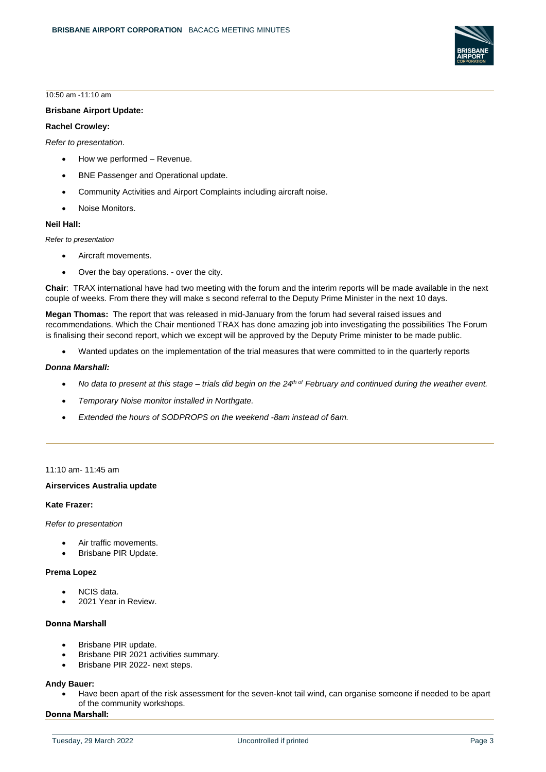10:50 am -11:10 am

**Brisbane Airport Update:**

**Rachel Crowley:**

*Refer to presentation*.

- How we performed – Revenue.
- BNE Passenger and Operational update.
- Community Activities and Airport Complaints including aircraft noise.
- Noise Monitors.

**Neil Hall:**

*Refer to presentation*

- Aircraft movements.
- Over the bay operations. - over the city.

**Chair**: TRAX international have had two meeting with the forum and the interim reports will be made available in the next couple of weeks. From there they will make s second referral to the Deputy Prime Minister in the next 10 days.

**Megan Thomas:** The report that was released in mid-January from the forum had several raised issues and recommendations. Which the Chair mentioned TRAX has done amazing job into investigating the possibilities The Forum is finalising their second report, which we except will be approved by the Deputy Prime minister to be made public.

- Wanted updates on the implementation of the trial measures that were committed to in the quarterly reports

***Donna Marshall:***

- *No data to present at this stage **–** trials did begin on the 24th of February and continued during the weather event.*
- *Temporary Noise monitor installed in Northgate.*
- *Extended the hours of SODPROPS on the weekend -8am instead of 6am.*

---

11:10 am- 11:45 am

**Airservices Australia update**

**Kate Frazer:**

*Refer to presentation*

- Air traffic movements.
- Brisbane PIR Update.

**Prema Lopez**

- NCIS data.
- 2021 Year in Review.

**Donna Marshall**

- Brisbane PIR update.
- Brisbane PIR 2021 activities summary.
- Brisbane PIR 2022- next steps.

**Andy Bauer:**

- Have been apart of the risk assessment for the seven-knot tail wind, can organise someone if needed to be apart of the community workshops.

**Donna Marshall:**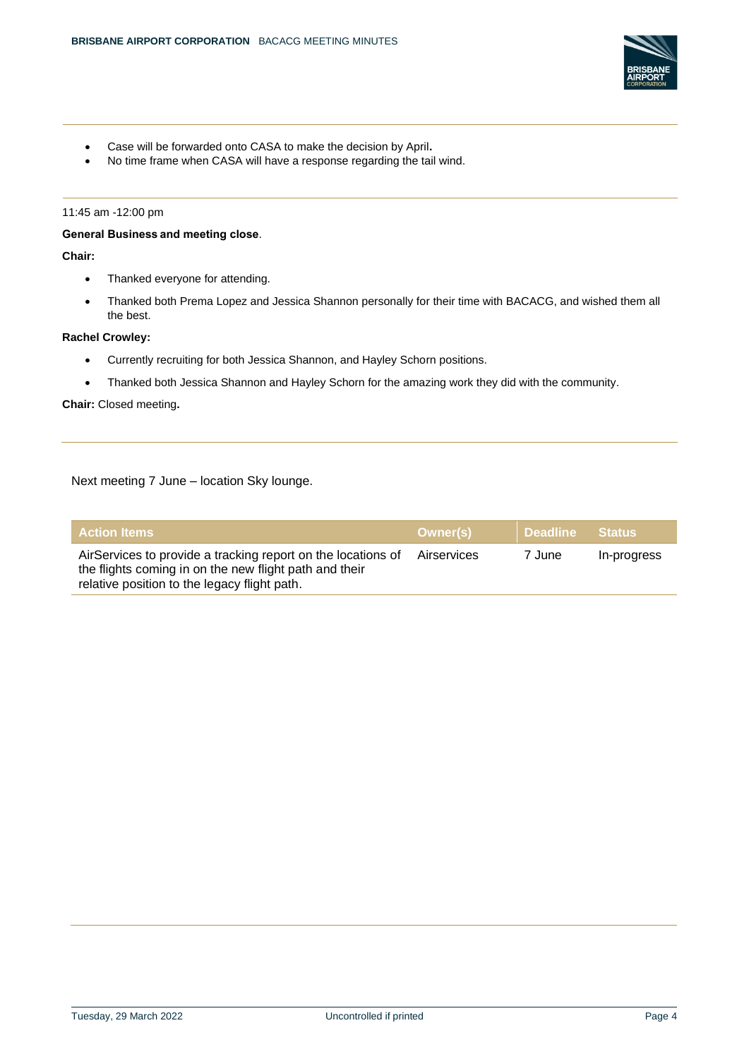- Case will be forwarded onto CASA to make the decision by April.
- No time frame when CASA will have a response regarding the tail wind.

11:45 am -12:00 pm

**General Business and meeting close**.

**Chair:**

- Thanked everyone for attending.
- Thanked both Prema Lopez and Jessica Shannon personally for their time with BACACG, and wished them all the best.

**Rachel Crowley:**

- Currently recruiting for both Jessica Shannon, and Hayley Schorn positions.
- Thanked both Jessica Shannon and Hayley Schorn for the amazing work they did with the community.

**Chair:** Closed meeting.

Next meeting 7 June – location Sky lounge.

| Action Items | Owner(s) | Deadline | Status |
| --- | --- | --- | --- |
| AirServices to provide a tracking report on the locations of the flights coming in on the new flight path and their relative position to the legacy flight path. | Airservices | 7 June | In-progress |